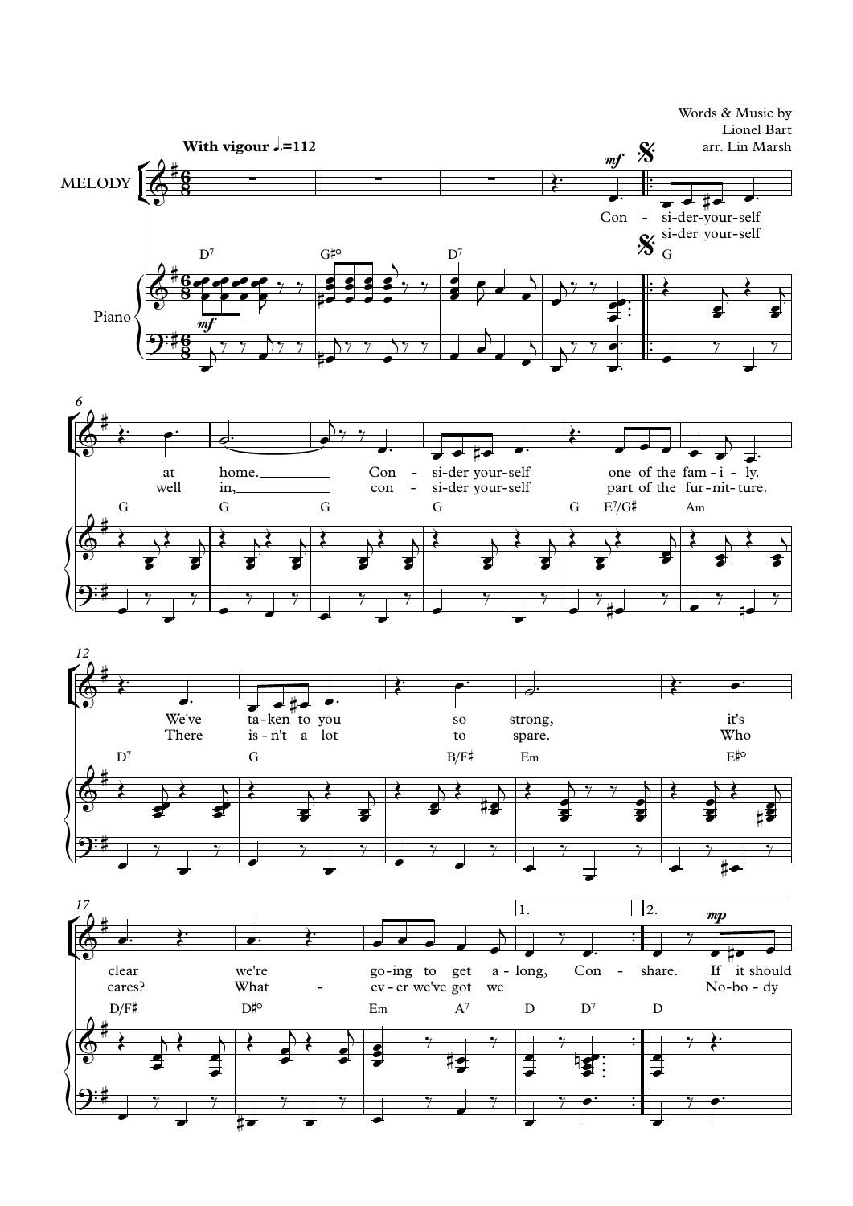Words & Music by
Lionel Bart
arr. Lin Marsh

**With vigour** ♩.=112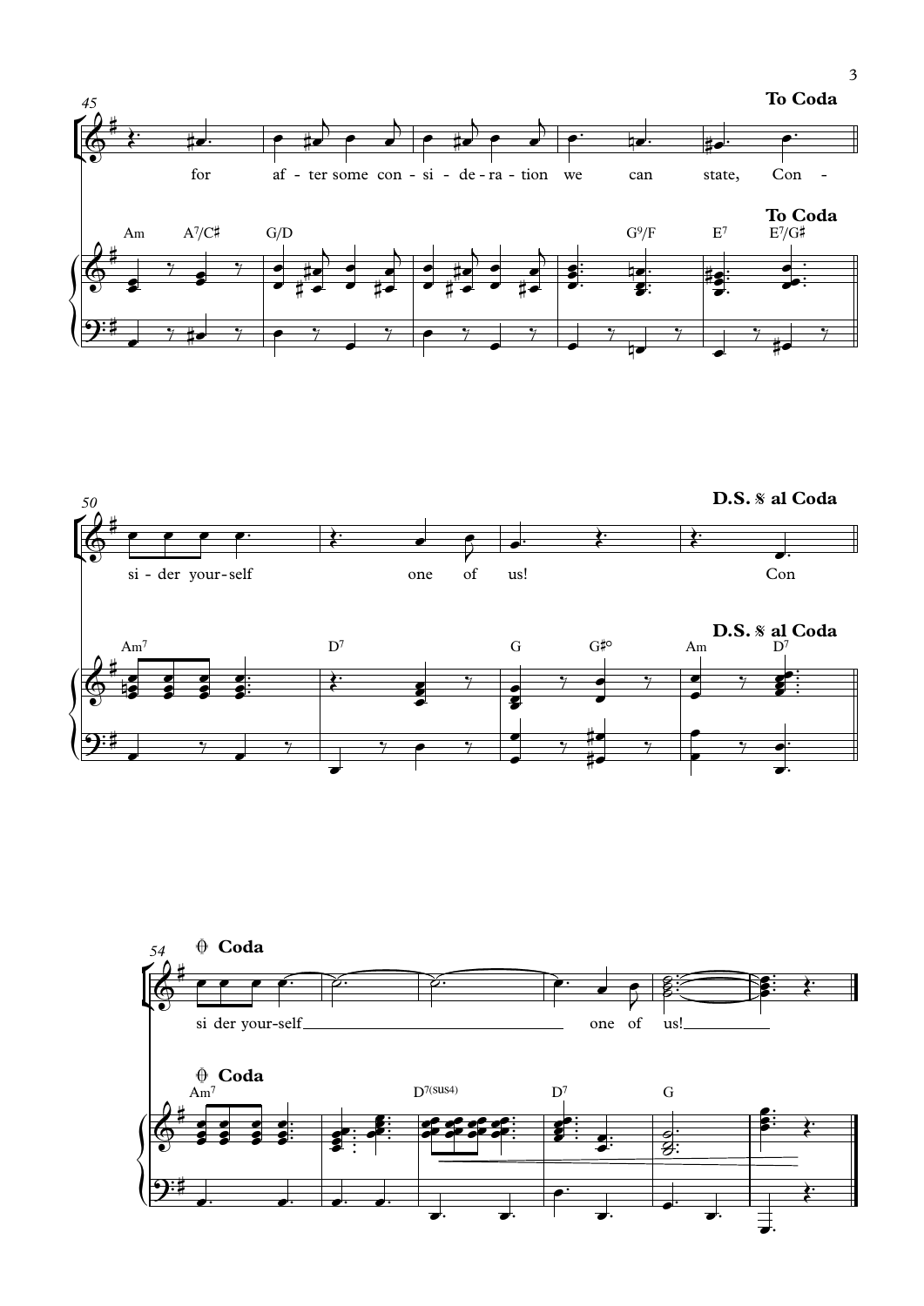45

**To Coda**

for af - ter some con - si - de - ra - tion we can state, Con -

Am A7/C♯ G/D G9/F E7 E7/G♯

**To Coda**

50

**D.S. 𝄋 al Coda**

si - der your - self one of us! Con

Am7 D7 G G♯° Am D7

**D.S. 𝄋 al Coda**

54

**𝄌 Coda**

si der your - self one of us!

**𝄌 Coda**

Am7 D7(SUS4) D7 G